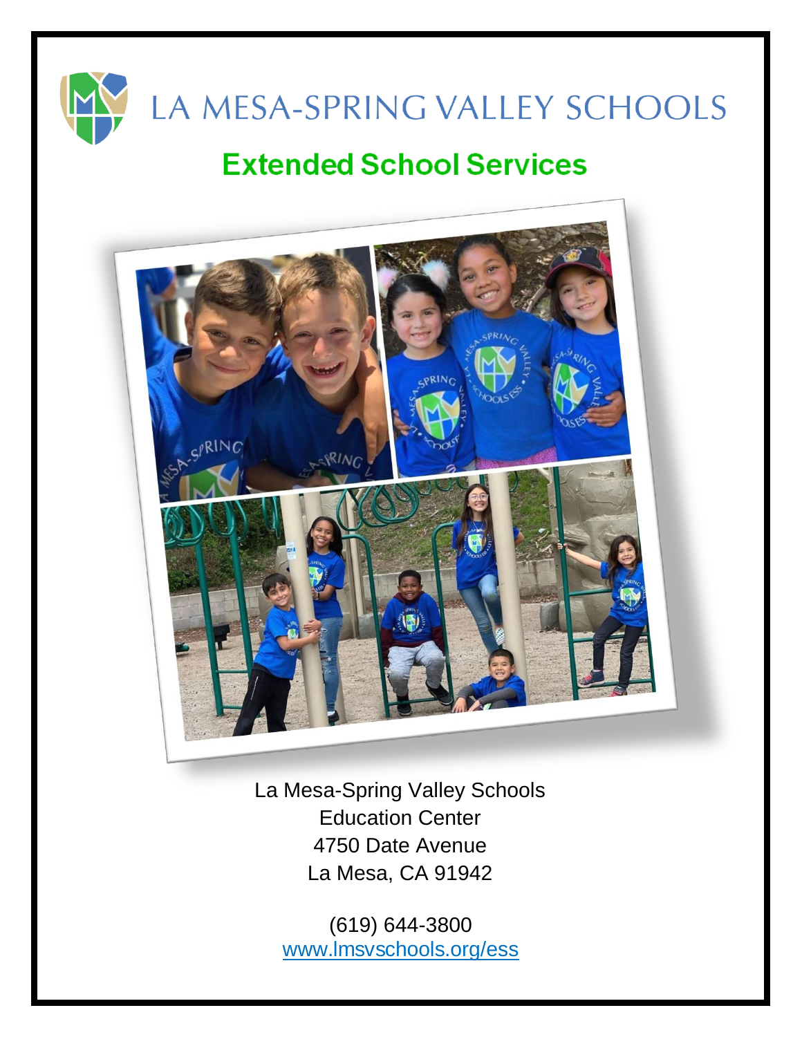# LA MESA-SPRING VALLEY SCHOOLS

## Extended School Services

La Mesa-Spring Valley Schools
Education Center
4750 Date Avenue
La Mesa, CA 91942

(619) 644-3800
[www.lmsvschools.org/ess](http://www.lmsvschools.org/ess)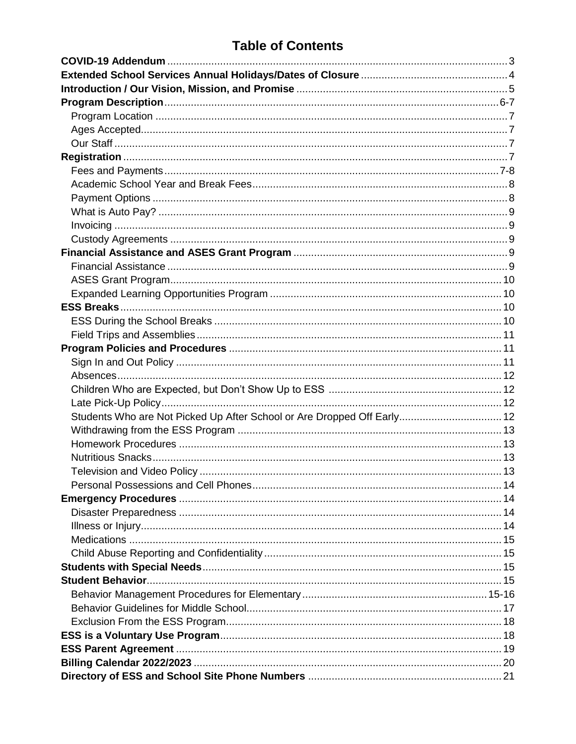# Table of Contents

| Section | Page |
|---|---|
| **COVID-19 Addendum** | 3 |
| **Extended School Services Annual Holidays/Dates of Closure** | 4 |
| **Introduction / Our Vision, Mission, and Promise** | 5 |
| **Program Description** | 6-7 |
| Program Location | 7 |
| Ages Accepted | 7 |
| Our Staff | 7 |
| **Registration** | 7 |
| Fees and Payments | 7-8 |
| Academic School Year and Break Fees | 8 |
| Payment Options | 8 |
| What is Auto Pay? | 9 |
| Invoicing | 9 |
| Custody Agreements | 9 |
| **Financial Assistance and ASES Grant Program** | 9 |
| Financial Assistance | 9 |
| ASES Grant Program | 10 |
| Expanded Learning Opportunities Program | 10 |
| **ESS Breaks** | 10 |
| ESS During the School Breaks | 10 |
| Field Trips and Assemblies | 11 |
| **Program Policies and Procedures** | 11 |
| Sign In and Out Policy | 11 |
| Absences | 12 |
| Children Who are Expected, but Don't Show Up to ESS | 12 |
| Late Pick-Up Policy | 12 |
| Students Who are Not Picked Up After School or Are Dropped Off Early | 12 |
| Withdrawing from the ESS Program | 13 |
| Homework Procedures | 13 |
| Nutritious Snacks | 13 |
| Television and Video Policy | 13 |
| Personal Possessions and Cell Phones | 14 |
| **Emergency Procedures** | 14 |
| Disaster Preparedness | 14 |
| Illness or Injury | 14 |
| Medications | 15 |
| Child Abuse Reporting and Confidentiality | 15 |
| **Students with Special Needs** | 15 |
| **Student Behavior** | 15 |
| Behavior Management Procedures for Elementary | 15-16 |
| Behavior Guidelines for Middle School | 17 |
| Exclusion From the ESS Program | 18 |
| **ESS is a Voluntary Use Program** | 18 |
| **ESS Parent Agreement** | 19 |
| **Billing Calendar 2022/2023** | 20 |
| **Directory of ESS and School Site Phone Numbers** | 21 |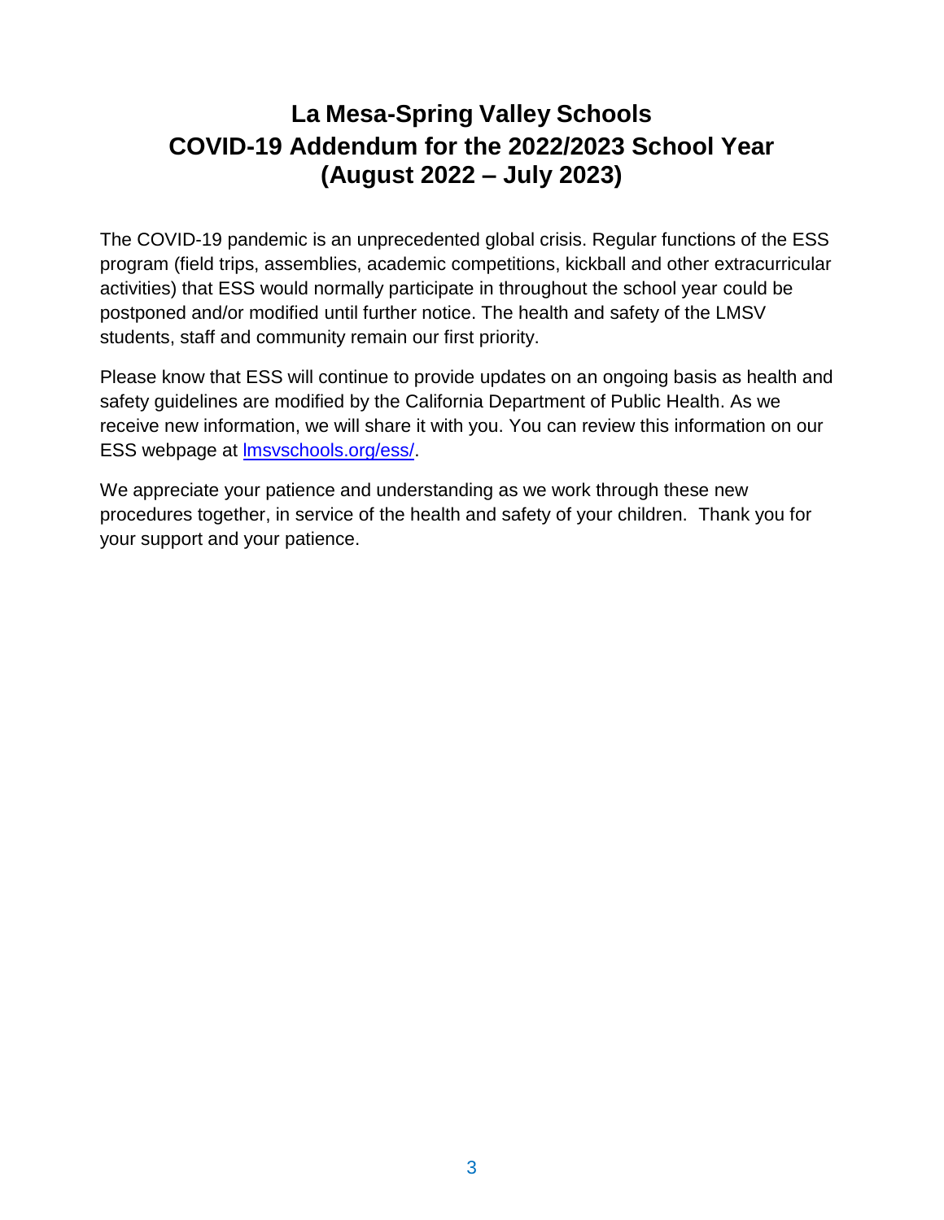# La Mesa-Spring Valley Schools
# COVID-19 Addendum for the 2022/2023 School Year
# (August 2022 – July 2023)

The COVID-19 pandemic is an unprecedented global crisis. Regular functions of the ESS program (field trips, assemblies, academic competitions, kickball and other extracurricular activities) that ESS would normally participate in throughout the school year could be postponed and/or modified until further notice. The health and safety of the LMSV students, staff and community remain our first priority.

Please know that ESS will continue to provide updates on an ongoing basis as health and safety guidelines are modified by the California Department of Public Health. As we receive new information, we will share it with you. You can review this information on our ESS webpage at [lmsvschools.org/ess/](lmsvschools.org/ess/).

We appreciate your patience and understanding as we work through these new procedures together, in service of the health and safety of your children. Thank you for your support and your patience.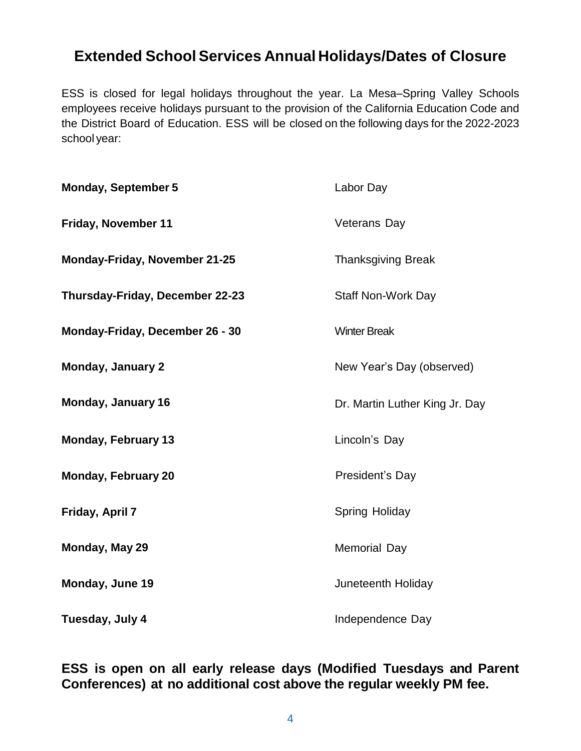## Extended School Services Annual Holidays/Dates of Closure

ESS is closed for legal holidays throughout the year. La Mesa–Spring Valley Schools employees receive holidays pursuant to the provision of the California Education Code and the District Board of Education. ESS will be closed on the following days for the 2022-2023 school year:

| | |
|---|---|
| **Monday, September 5** | Labor Day |
| **Friday, November 11** | Veterans Day |
| **Monday-Friday, November 21-25** | Thanksgiving Break |
| **Thursday-Friday, December 22-23** | Staff Non-Work Day |
| **Monday-Friday, December 26 - 30** | Winter Break |
| **Monday, January 2** | New Year's Day (observed) |
| **Monday, January 16** | Dr. Martin Luther King Jr. Day |
| **Monday, February 13** | Lincoln's Day |
| **Monday, February 20** | President's Day |
| **Friday, April 7** | Spring Holiday |
| **Monday, May 29** | Memorial Day |
| **Monday, June 19** | Juneteenth Holiday |
| **Tuesday, July 4** | Independence Day |

**ESS is open on all early release days (Modified Tuesdays and Parent Conferences) at no additional cost above the regular weekly PM fee.**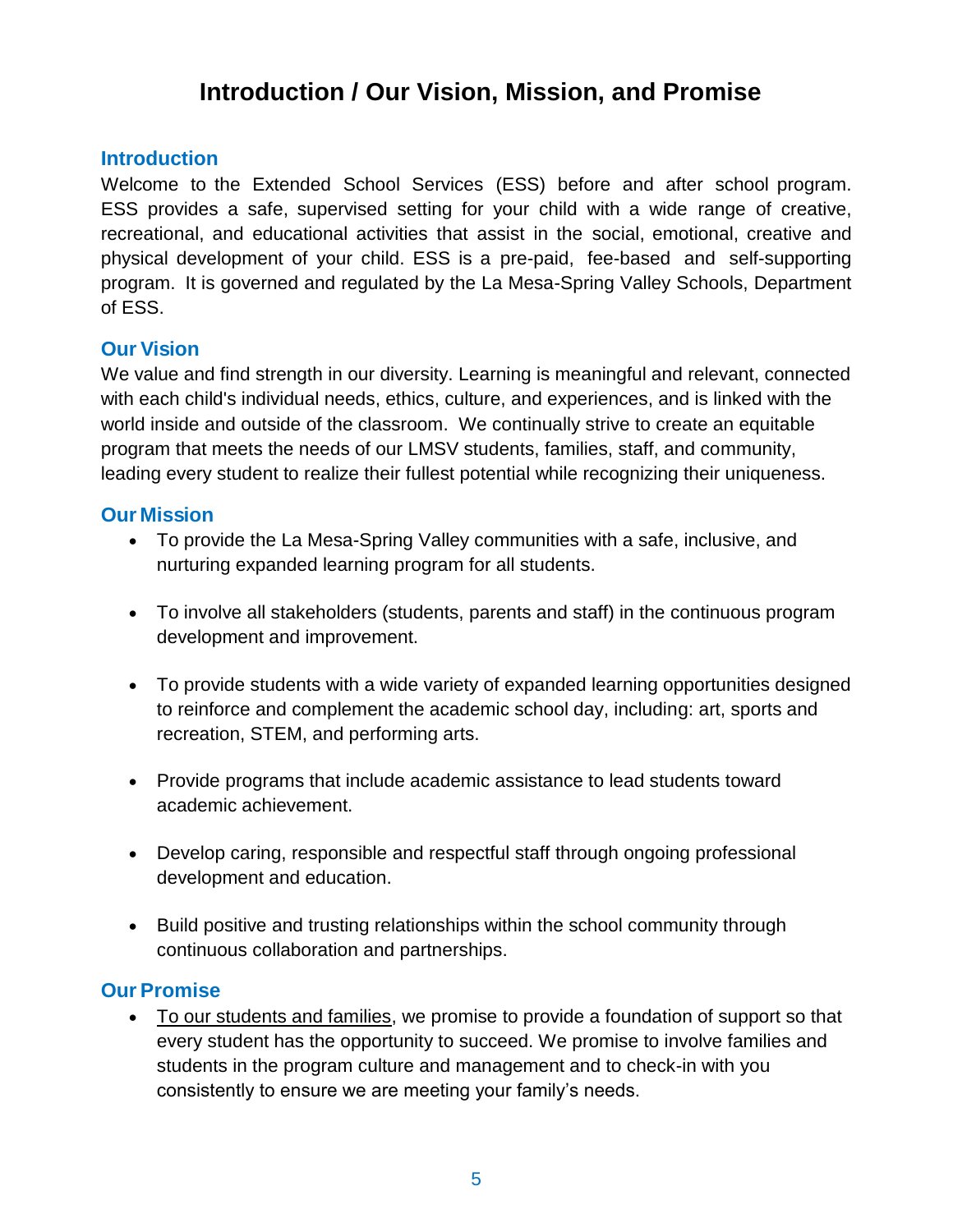# Introduction / Our Vision, Mission, and Promise

## Introduction

Welcome to the Extended School Services (ESS) before and after school program. ESS provides a safe, supervised setting for your child with a wide range of creative, recreational, and educational activities that assist in the social, emotional, creative and physical development of your child. ESS is a pre-paid, fee-based and self-supporting program. It is governed and regulated by the La Mesa-Spring Valley Schools, Department of ESS.

## Our Vision

We value and find strength in our diversity. Learning is meaningful and relevant, connected with each child's individual needs, ethics, culture, and experiences, and is linked with the world inside and outside of the classroom. We continually strive to create an equitable program that meets the needs of our LMSV students, families, staff, and community, leading every student to realize their fullest potential while recognizing their uniqueness.

## Our Mission

- To provide the La Mesa-Spring Valley communities with a safe, inclusive, and nurturing expanded learning program for all students.
- To involve all stakeholders (students, parents and staff) in the continuous program development and improvement.
- To provide students with a wide variety of expanded learning opportunities designed to reinforce and complement the academic school day, including: art, sports and recreation, STEM, and performing arts.
- Provide programs that include academic assistance to lead students toward academic achievement.
- Develop caring, responsible and respectful staff through ongoing professional development and education.
- Build positive and trusting relationships within the school community through continuous collaboration and partnerships.

## Our Promise

- To our students and families, we promise to provide a foundation of support so that every student has the opportunity to succeed. We promise to involve families and students in the program culture and management and to check-in with you consistently to ensure we are meeting your family's needs.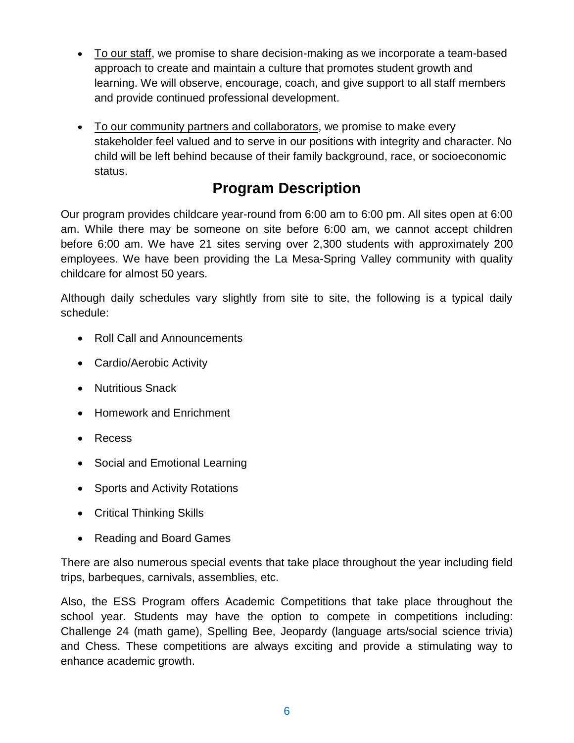- To our staff, we promise to share decision-making as we incorporate a team-based approach to create and maintain a culture that promotes student growth and learning. We will observe, encourage, coach, and give support to all staff members and provide continued professional development.

- To our community partners and collaborators, we promise to make every stakeholder feel valued and to serve in our positions with integrity and character. No child will be left behind because of their family background, race, or socioeconomic status.

## Program Description

Our program provides childcare year-round from 6:00 am to 6:00 pm. All sites open at 6:00 am. While there may be someone on site before 6:00 am, we cannot accept children before 6:00 am. We have 21 sites serving over 2,300 students with approximately 200 employees. We have been providing the La Mesa-Spring Valley community with quality childcare for almost 50 years.

Although daily schedules vary slightly from site to site, the following is a typical daily schedule:

- Roll Call and Announcements
- Cardio/Aerobic Activity
- Nutritious Snack
- Homework and Enrichment
- Recess
- Social and Emotional Learning
- Sports and Activity Rotations
- Critical Thinking Skills
- Reading and Board Games

There are also numerous special events that take place throughout the year including field trips, barbeques, carnivals, assemblies, etc.

Also, the ESS Program offers Academic Competitions that take place throughout the school year. Students may have the option to compete in competitions including: Challenge 24 (math game), Spelling Bee, Jeopardy (language arts/social science trivia) and Chess. These competitions are always exciting and provide a stimulating way to enhance academic growth.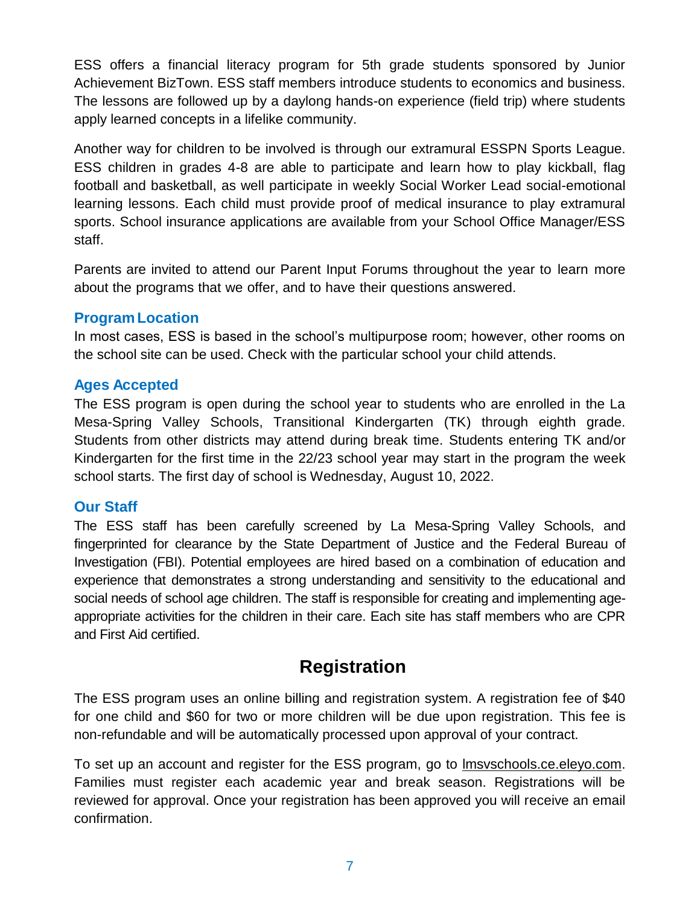ESS offers a financial literacy program for 5th grade students sponsored by Junior Achievement BizTown. ESS staff members introduce students to economics and business. The lessons are followed up by a daylong hands-on experience (field trip) where students apply learned concepts in a lifelike community.

Another way for children to be involved is through our extramural ESSPN Sports League. ESS children in grades 4-8 are able to participate and learn how to play kickball, flag football and basketball, as well participate in weekly Social Worker Lead social-emotional learning lessons. Each child must provide proof of medical insurance to play extramural sports. School insurance applications are available from your School Office Manager/ESS staff.

Parents are invited to attend our Parent Input Forums throughout the year to learn more about the programs that we offer, and to have their questions answered.

### Program Location

In most cases, ESS is based in the school's multipurpose room; however, other rooms on the school site can be used. Check with the particular school your child attends.

### Ages Accepted

The ESS program is open during the school year to students who are enrolled in the La Mesa-Spring Valley Schools, Transitional Kindergarten (TK) through eighth grade. Students from other districts may attend during break time. Students entering TK and/or Kindergarten for the first time in the 22/23 school year may start in the program the week school starts. The first day of school is Wednesday, August 10, 2022.

### Our Staff

The ESS staff has been carefully screened by La Mesa-Spring Valley Schools, and fingerprinted for clearance by the State Department of Justice and the Federal Bureau of Investigation (FBI). Potential employees are hired based on a combination of education and experience that demonstrates a strong understanding and sensitivity to the educational and social needs of school age children. The staff is responsible for creating and implementing age-appropriate activities for the children in their care. Each site has staff members who are CPR and First Aid certified.

## Registration

The ESS program uses an online billing and registration system. A registration fee of $40 for one child and $60 for two or more children will be due upon registration. This fee is non-refundable and will be automatically processed upon approval of your contract.

To set up an account and register for the ESS program, go to lmsvschools.ce.eleyo.com. Families must register each academic year and break season. Registrations will be reviewed for approval. Once your registration has been approved you will receive an email confirmation.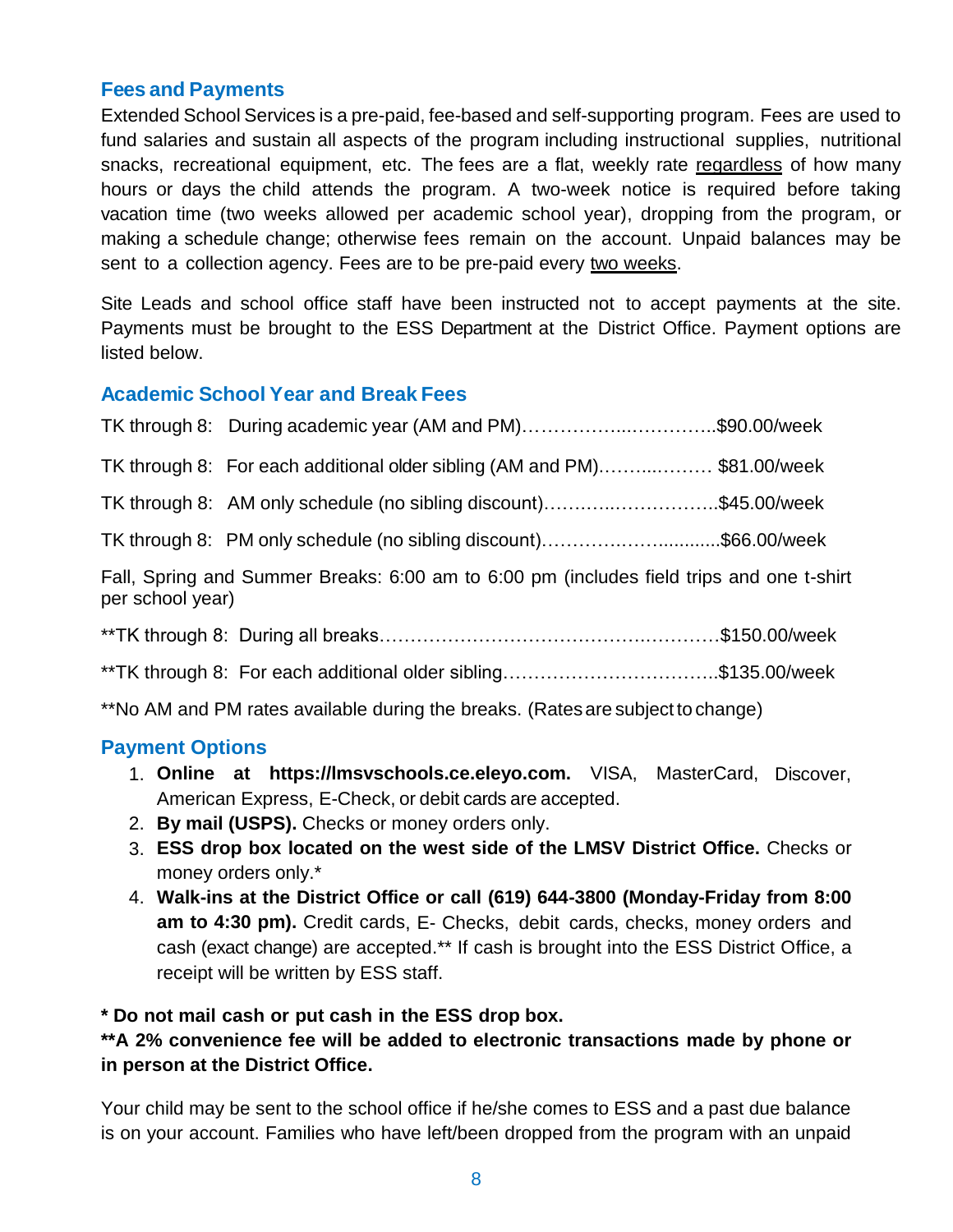## Fees and Payments

Extended School Services is a pre-paid, fee-based and self-supporting program. Fees are used to fund salaries and sustain all aspects of the program including instructional supplies, nutritional snacks, recreational equipment, etc. The fees are a flat, weekly rate regardless of how many hours or days the child attends the program. A two-week notice is required before taking vacation time (two weeks allowed per academic school year), dropping from the program, or making a schedule change; otherwise fees remain on the account. Unpaid balances may be sent to a collection agency. Fees are to be pre-paid every two weeks.

Site Leads and school office staff have been instructed not to accept payments at the site. Payments must be brought to the ESS Department at the District Office. Payment options are listed below.

## Academic School Year and Break Fees

TK through 8: During academic year (AM and PM)……………..…………..$90.00/week

TK through 8: For each additional older sibling (AM and PM)……...……… $81.00/week

TK through 8: AM only schedule (no sibling discount)………..…………….$45.00/week

TK through 8: PM only schedule (no sibling discount)……………..…...........$66.00/week

Fall, Spring and Summer Breaks: 6:00 am to 6:00 pm (includes field trips and one t-shirt per school year)

**TK through 8: During all breaks………………………………….…………$150.00/week

**TK through 8: For each additional older sibling……………………………..$135.00/week

**No AM and PM rates available during the breaks. (Rates are subject to change)

## Payment Options

1. **Online at https://lmsvschools.ce.eleyo.com.** VISA, MasterCard, Discover, American Express, E-Check, or debit cards are accepted.
2. **By mail (USPS).** Checks or money orders only.
3. **ESS drop box located on the west side of the LMSV District Office.** Checks or money orders only.*
4. **Walk-ins at the District Office or call (619) 644-3800 (Monday-Friday from 8:00 am to 4:30 pm).** Credit cards, E- Checks, debit cards, checks, money orders and cash (exact change) are accepted.** If cash is brought into the ESS District Office, a receipt will be written by ESS staff.

**\* Do not mail cash or put cash in the ESS drop box.**

**\*\*A 2% convenience fee will be added to electronic transactions made by phone or in person at the District Office.**

Your child may be sent to the school office if he/she comes to ESS and a past due balance is on your account. Families who have left/been dropped from the program with an unpaid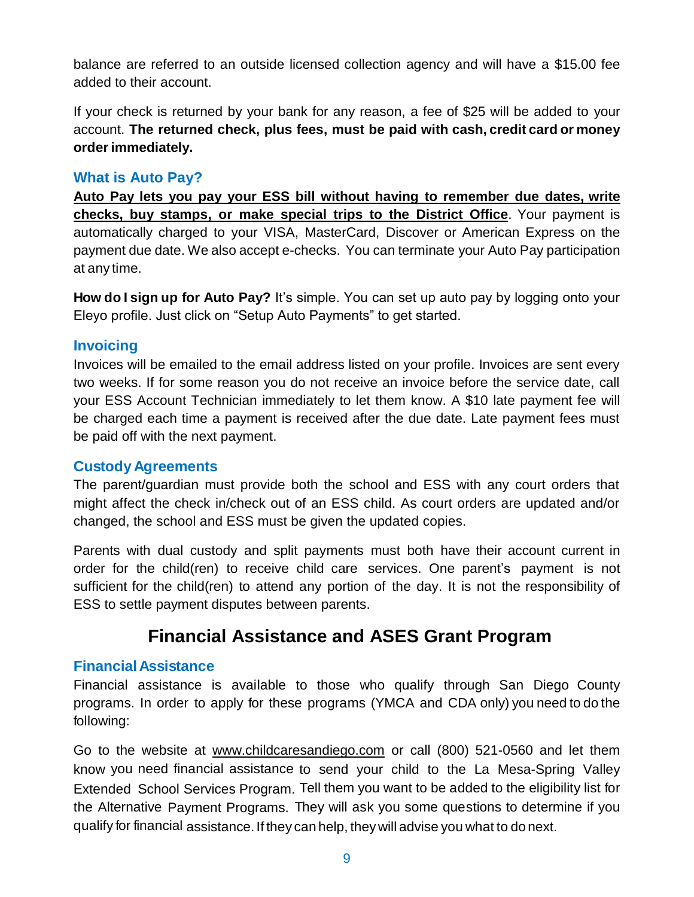balance are referred to an outside licensed collection agency and will have a $15.00 fee added to their account.

If your check is returned by your bank for any reason, a fee of $25 will be added to your account. **The returned check, plus fees, must be paid with cash, credit card or money order immediately.**

### What is Auto Pay?

**Auto Pay lets you pay your ESS bill without having to remember due dates, write checks, buy stamps, or make special trips to the District Office**. Your payment is automatically charged to your VISA, MasterCard, Discover or American Express on the payment due date. We also accept e-checks. You can terminate your Auto Pay participation at any time.

**How do I sign up for Auto Pay?** It's simple. You can set up auto pay by logging onto your Eleyo profile. Just click on "Setup Auto Payments" to get started.

### Invoicing

Invoices will be emailed to the email address listed on your profile. Invoices are sent every two weeks. If for some reason you do not receive an invoice before the service date, call your ESS Account Technician immediately to let them know. A $10 late payment fee will be charged each time a payment is received after the due date. Late payment fees must be paid off with the next payment.

### Custody Agreements

The parent/guardian must provide both the school and ESS with any court orders that might affect the check in/check out of an ESS child. As court orders are updated and/or changed, the school and ESS must be given the updated copies.

Parents with dual custody and split payments must both have their account current in order for the child(ren) to receive child care services. One parent's payment is not sufficient for the child(ren) to attend any portion of the day. It is not the responsibility of ESS to settle payment disputes between parents.

## Financial Assistance and ASES Grant Program

### Financial Assistance

Financial assistance is available to those who qualify through San Diego County programs. In order to apply for these programs (YMCA and CDA only) you need to do the following:

Go to the website at www.childcaresandiego.com or call (800) 521-0560 and let them know you need financial assistance to send your child to the La Mesa-Spring Valley Extended School Services Program. Tell them you want to be added to the eligibility list for the Alternative Payment Programs. They will ask you some questions to determine if you qualify for financial assistance. If they can help, they will advise you what to do next.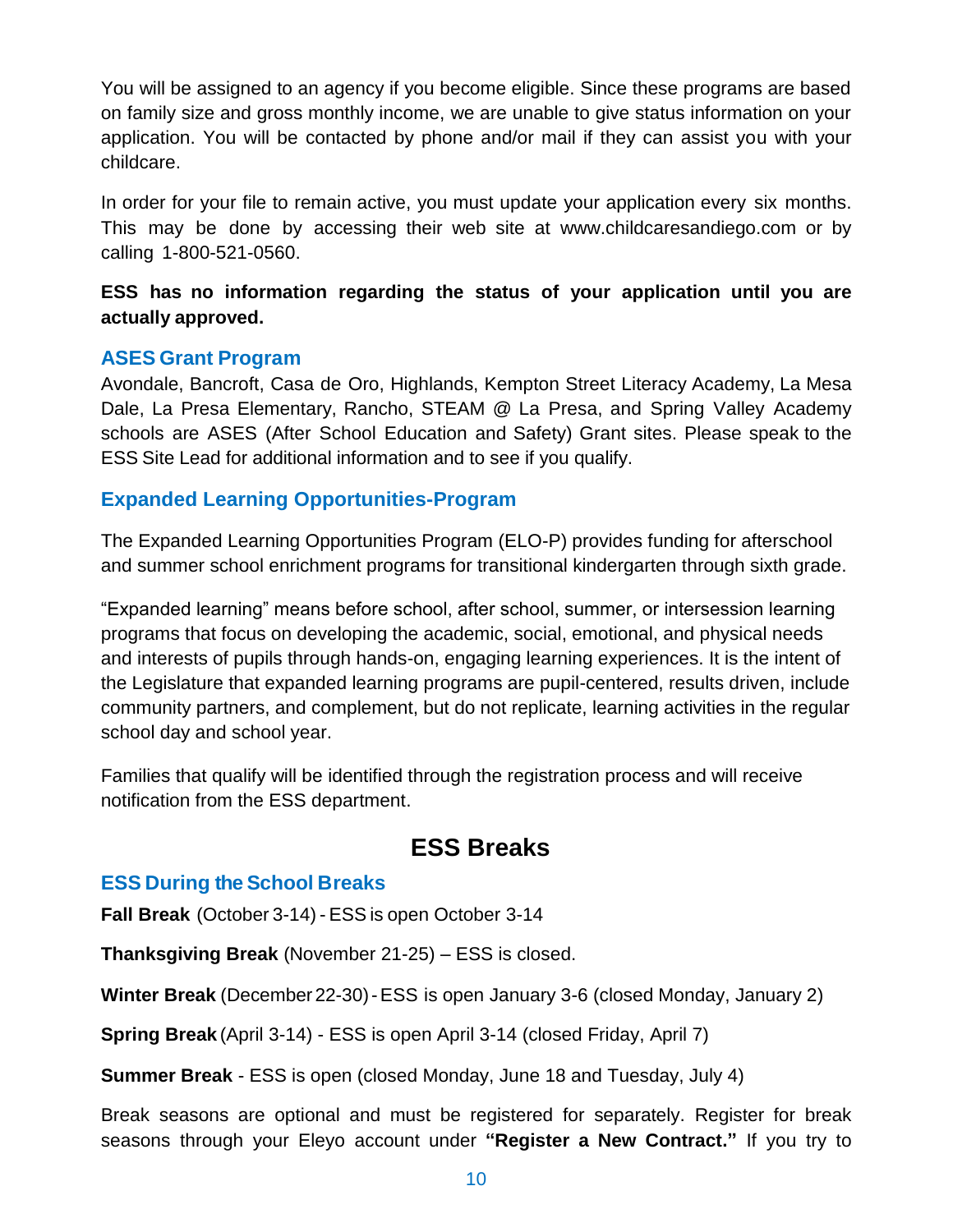You will be assigned to an agency if you become eligible. Since these programs are based on family size and gross monthly income, we are unable to give status information on your application. You will be contacted by phone and/or mail if they can assist you with your childcare.

In order for your file to remain active, you must update your application every six months. This may be done by accessing their web site at www.childcaresandiego.com or by calling 1-800-521-0560.

**ESS has no information regarding the status of your application until you are actually approved.**

### ASES Grant Program

Avondale, Bancroft, Casa de Oro, Highlands, Kempton Street Literacy Academy, La Mesa Dale, La Presa Elementary, Rancho, STEAM @ La Presa, and Spring Valley Academy schools are ASES (After School Education and Safety) Grant sites. Please speak to the ESS Site Lead for additional information and to see if you qualify.

### Expanded Learning Opportunities-Program

The Expanded Learning Opportunities Program (ELO-P) provides funding for afterschool and summer school enrichment programs for transitional kindergarten through sixth grade.

"Expanded learning" means before school, after school, summer, or intersession learning programs that focus on developing the academic, social, emotional, and physical needs and interests of pupils through hands-on, engaging learning experiences. It is the intent of the Legislature that expanded learning programs are pupil-centered, results driven, include community partners, and complement, but do not replicate, learning activities in the regular school day and school year.

Families that qualify will be identified through the registration process and will receive notification from the ESS department.

## ESS Breaks

### ESS During the School Breaks

**Fall Break** (October 3-14) - ESS is open October 3-14

**Thanksgiving Break** (November 21-25) – ESS is closed.

**Winter Break** (December 22-30) - ESS is open January 3-6 (closed Monday, January 2)

**Spring Break** (April 3-14) - ESS is open April 3-14 (closed Friday, April 7)

**Summer Break** - ESS is open (closed Monday, June 18 and Tuesday, July 4)

Break seasons are optional and must be registered for separately. Register for break seasons through your Eleyo account under **"Register a New Contract."** If you try to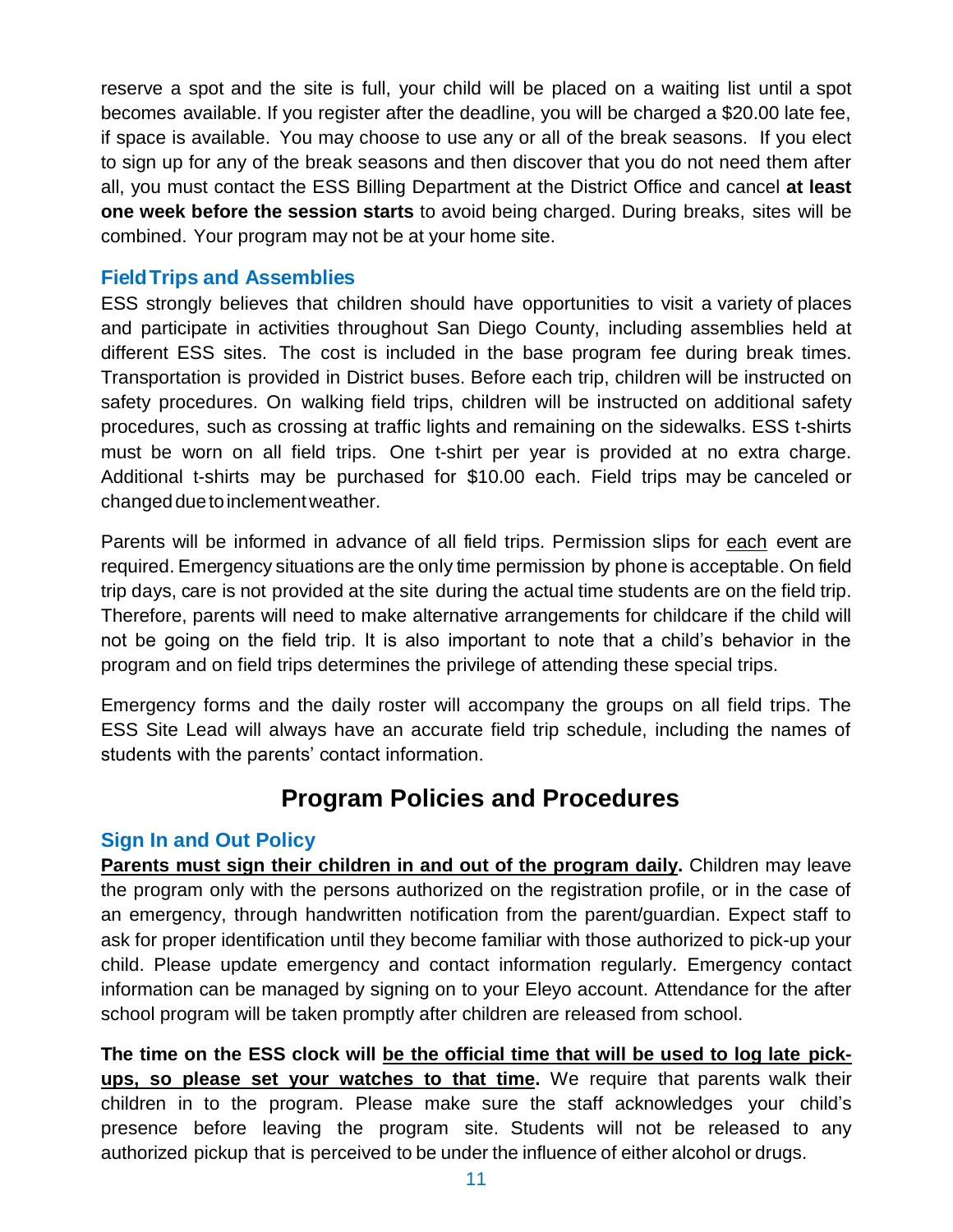reserve a spot and the site is full, your child will be placed on a waiting list until a spot becomes available. If you register after the deadline, you will be charged a $20.00 late fee, if space is available. You may choose to use any or all of the break seasons. If you elect to sign up for any of the break seasons and then discover that you do not need them after all, you must contact the ESS Billing Department at the District Office and cancel **at least one week before the session starts** to avoid being charged. During breaks, sites will be combined. Your program may not be at your home site.

### Field Trips and Assemblies

ESS strongly believes that children should have opportunities to visit a variety of places and participate in activities throughout San Diego County, including assemblies held at different ESS sites. The cost is included in the base program fee during break times. Transportation is provided in District buses. Before each trip, children will be instructed on safety procedures. On walking field trips, children will be instructed on additional safety procedures, such as crossing at traffic lights and remaining on the sidewalks. ESS t-shirts must be worn on all field trips. One t-shirt per year is provided at no extra charge. Additional t-shirts may be purchased for $10.00 each. Field trips may be canceled or changed due to inclement weather.

Parents will be informed in advance of all field trips. Permission slips for <u>each</u> event are required. Emergency situations are the only time permission by phone is acceptable. On field trip days, care is not provided at the site during the actual time students are on the field trip. Therefore, parents will need to make alternative arrangements for childcare if the child will not be going on the field trip. It is also important to note that a child's behavior in the program and on field trips determines the privilege of attending these special trips.

Emergency forms and the daily roster will accompany the groups on all field trips. The ESS Site Lead will always have an accurate field trip schedule, including the names of students with the parents' contact information.

## Program Policies and Procedures

### Sign In and Out Policy

<u>**Parents must sign their children in and out of the program daily.**</u> Children may leave the program only with the persons authorized on the registration profile, or in the case of an emergency, through handwritten notification from the parent/guardian. Expect staff to ask for proper identification until they become familiar with those authorized to pick-up your child. Please update emergency and contact information regularly. Emergency contact information can be managed by signing on to your Eleyo account. Attendance for the after school program will be taken promptly after children are released from school.

**The time on the ESS clock will <u>be the official time that will be used to log late pick-ups, so please set your watches to that time</u>.** We require that parents walk their children in to the program. Please make sure the staff acknowledges your child's presence before leaving the program site. Students will not be released to any authorized pickup that is perceived to be under the influence of either alcohol or drugs.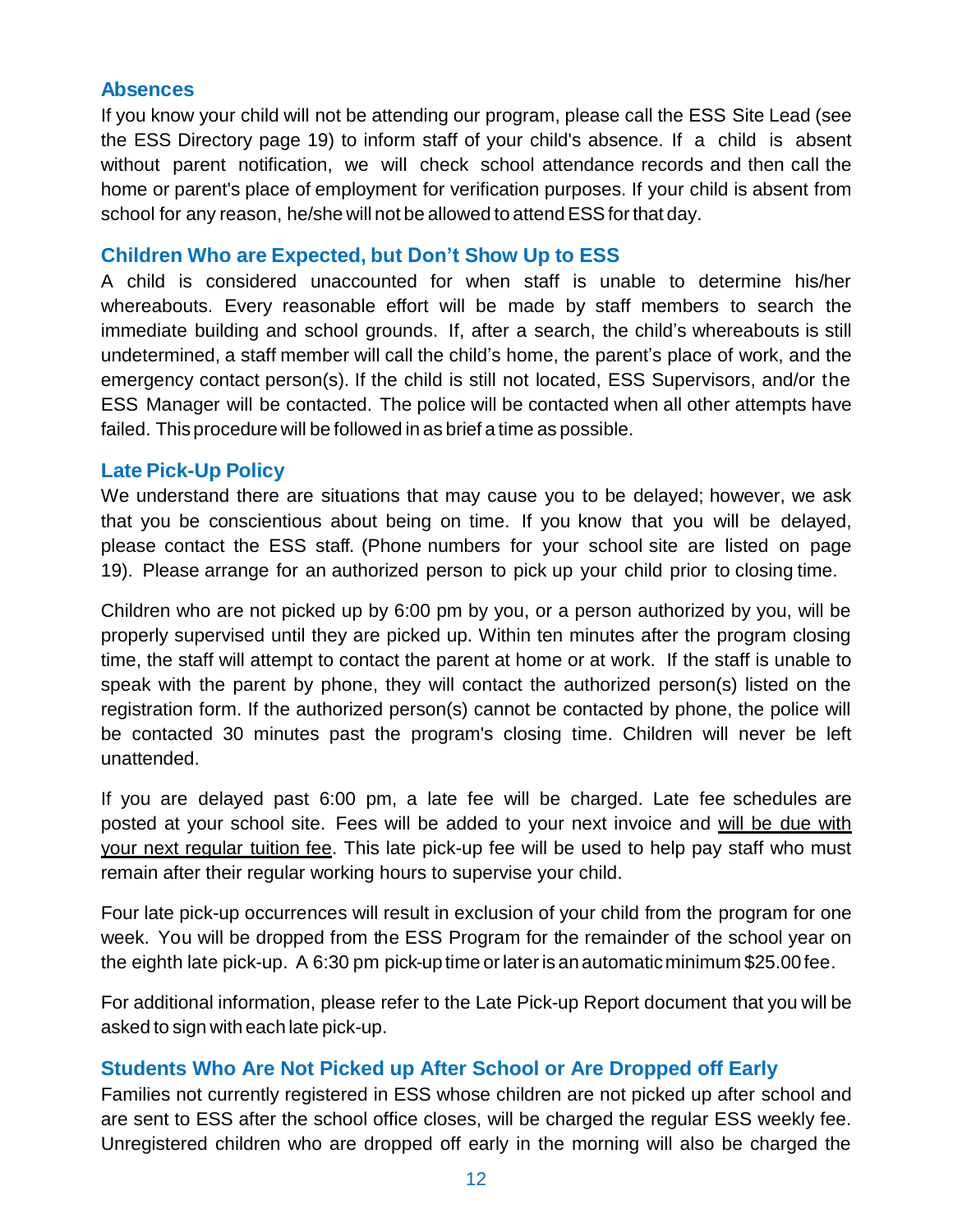## Absences

If you know your child will not be attending our program, please call the ESS Site Lead (see the ESS Directory page 19) to inform staff of your child's absence. If a child is absent without parent notification, we will check school attendance records and then call the home or parent's place of employment for verification purposes. If your child is absent from school for any reason, he/she will not be allowed to attend ESS for that day.

## Children Who are Expected, but Don't Show Up to ESS

A child is considered unaccounted for when staff is unable to determine his/her whereabouts. Every reasonable effort will be made by staff members to search the immediate building and school grounds. If, after a search, the child's whereabouts is still undetermined, a staff member will call the child's home, the parent's place of work, and the emergency contact person(s). If the child is still not located, ESS Supervisors, and/or the ESS Manager will be contacted. The police will be contacted when all other attempts have failed. This procedure will be followed in as brief a time as possible.

## Late Pick-Up Policy

We understand there are situations that may cause you to be delayed; however, we ask that you be conscientious about being on time. If you know that you will be delayed, please contact the ESS staff. (Phone numbers for your school site are listed on page 19). Please arrange for an authorized person to pick up your child prior to closing time.

Children who are not picked up by 6:00 pm by you, or a person authorized by you, will be properly supervised until they are picked up. Within ten minutes after the program closing time, the staff will attempt to contact the parent at home or at work. If the staff is unable to speak with the parent by phone, they will contact the authorized person(s) listed on the registration form. If the authorized person(s) cannot be contacted by phone, the police will be contacted 30 minutes past the program's closing time. Children will never be left unattended.

If you are delayed past 6:00 pm, a late fee will be charged. Late fee schedules are posted at your school site. Fees will be added to your next invoice and <u>will be due with your next regular tuition fee</u>. This late pick-up fee will be used to help pay staff who must remain after their regular working hours to supervise your child.

Four late pick-up occurrences will result in exclusion of your child from the program for one week. You will be dropped from the ESS Program for the remainder of the school year on the eighth late pick-up. A 6:30 pm pick-up time or later is an automatic minimum $25.00 fee.

For additional information, please refer to the Late Pick-up Report document that you will be asked to sign with each late pick-up.

## Students Who Are Not Picked up After School or Are Dropped off Early

Families not currently registered in ESS whose children are not picked up after school and are sent to ESS after the school office closes, will be charged the regular ESS weekly fee. Unregistered children who are dropped off early in the morning will also be charged the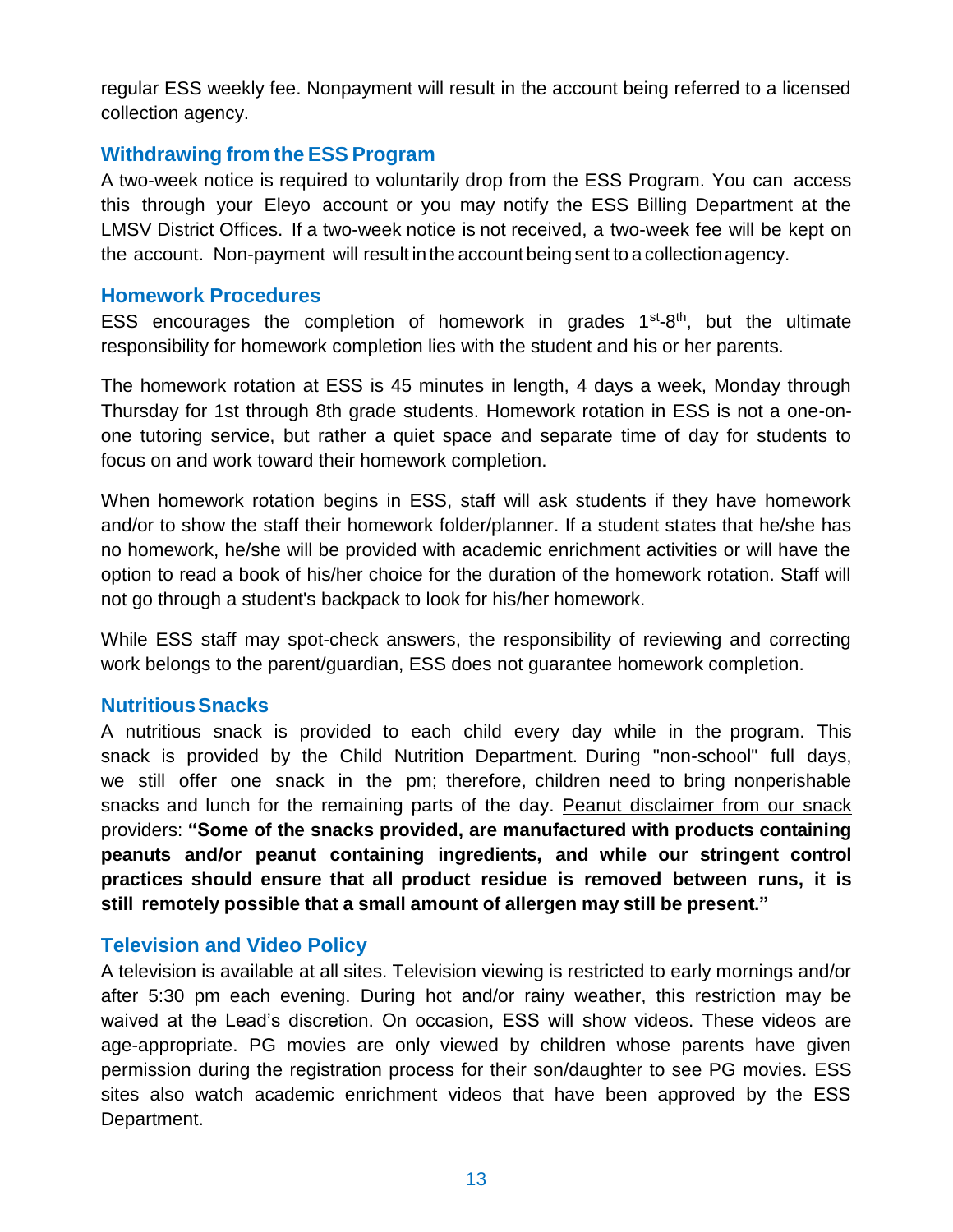regular ESS weekly fee. Nonpayment will result in the account being referred to a licensed collection agency.

### Withdrawing from the ESS Program

A two-week notice is required to voluntarily drop from the ESS Program. You can access this through your Eleyo account or you may notify the ESS Billing Department at the LMSV District Offices. If a two-week notice is not received, a two-week fee will be kept on the account. Non-payment will result in the account being sent to a collection agency.

### Homework Procedures

ESS encourages the completion of homework in grades 1st-8th, but the ultimate responsibility for homework completion lies with the student and his or her parents.

The homework rotation at ESS is 45 minutes in length, 4 days a week, Monday through Thursday for 1st through 8th grade students. Homework rotation in ESS is not a one-on-one tutoring service, but rather a quiet space and separate time of day for students to focus on and work toward their homework completion.

When homework rotation begins in ESS, staff will ask students if they have homework and/or to show the staff their homework folder/planner. If a student states that he/she has no homework, he/she will be provided with academic enrichment activities or will have the option to read a book of his/her choice for the duration of the homework rotation. Staff will not go through a student's backpack to look for his/her homework.

While ESS staff may spot-check answers, the responsibility of reviewing and correcting work belongs to the parent/guardian, ESS does not guarantee homework completion.

### Nutritious Snacks

A nutritious snack is provided to each child every day while in the program. This snack is provided by the Child Nutrition Department. During "non-school" full days, we still offer one snack in the pm; therefore, children need to bring nonperishable snacks and lunch for the remaining parts of the day. Peanut disclaimer from our snack providers: **"Some of the snacks provided, are manufactured with products containing peanuts and/or peanut containing ingredients, and while our stringent control practices should ensure that all product residue is removed between runs, it is still remotely possible that a small amount of allergen may still be present."**

### Television and Video Policy

A television is available at all sites. Television viewing is restricted to early mornings and/or after 5:30 pm each evening. During hot and/or rainy weather, this restriction may be waived at the Lead's discretion. On occasion, ESS will show videos. These videos are age-appropriate. PG movies are only viewed by children whose parents have given permission during the registration process for their son/daughter to see PG movies. ESS sites also watch academic enrichment videos that have been approved by the ESS Department.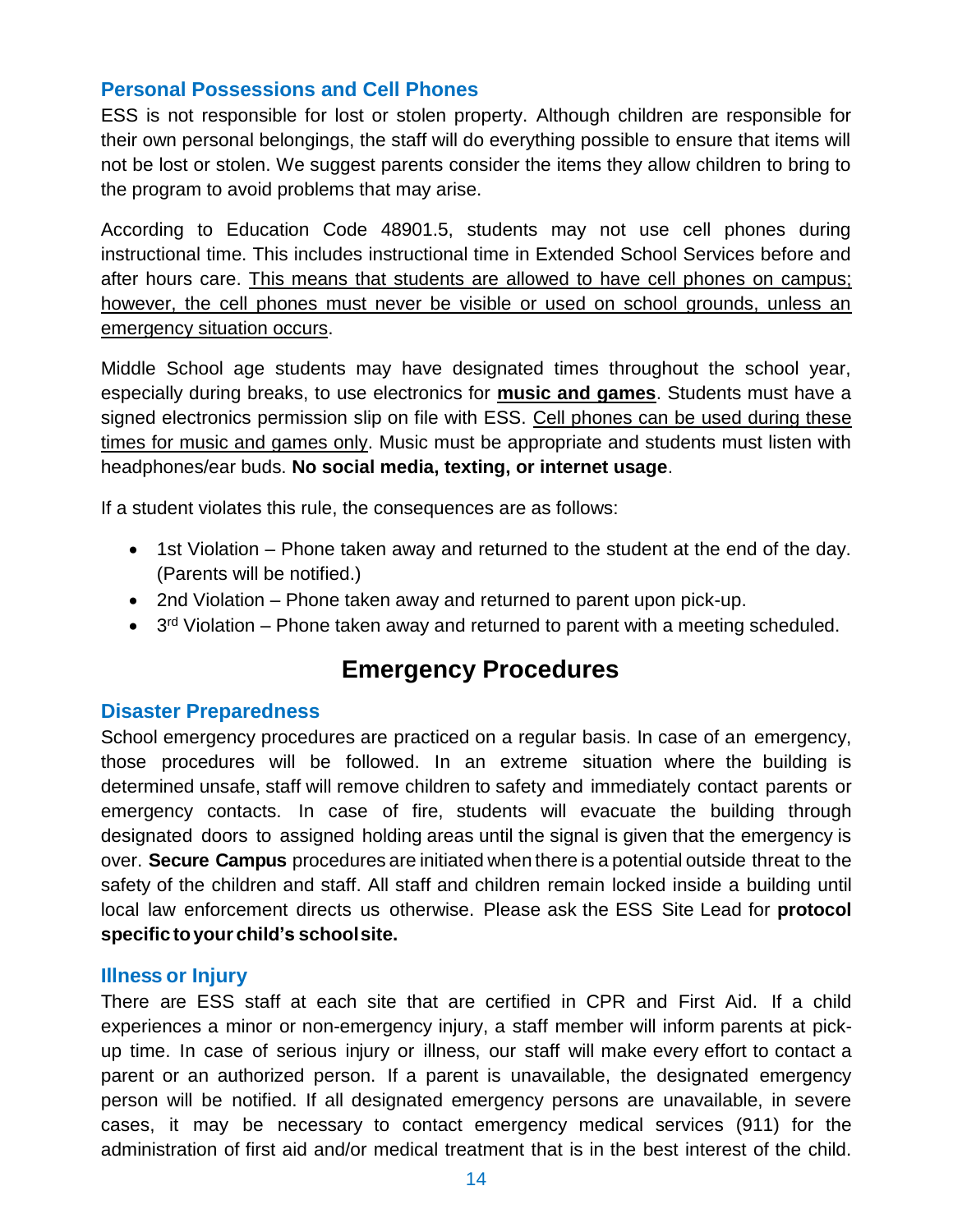### Personal Possessions and Cell Phones

ESS is not responsible for lost or stolen property. Although children are responsible for their own personal belongings, the staff will do everything possible to ensure that items will not be lost or stolen. We suggest parents consider the items they allow children to bring to the program to avoid problems that may arise.

According to Education Code 48901.5, students may not use cell phones during instructional time. This includes instructional time in Extended School Services before and after hours care. <u>This means that students are allowed to have cell phones on campus; however, the cell phones must never be visible or used on school grounds, unless an emergency situation occurs</u>.

Middle School age students may have designated times throughout the school year, especially during breaks, to use electronics for **<u>music and games</u>**. Students must have a signed electronics permission slip on file with ESS. <u>Cell phones can be used during these times for music and games only</u>. Music must be appropriate and students must listen with headphones/ear buds. **No social media, texting, or internet usage**.

If a student violates this rule, the consequences are as follows:

- 1st Violation – Phone taken away and returned to the student at the end of the day. (Parents will be notified.)
- 2nd Violation – Phone taken away and returned to parent upon pick-up.
- 3rd Violation – Phone taken away and returned to parent with a meeting scheduled.

## Emergency Procedures

### Disaster Preparedness

School emergency procedures are practiced on a regular basis. In case of an emergency, those procedures will be followed. In an extreme situation where the building is determined unsafe, staff will remove children to safety and immediately contact parents or emergency contacts. In case of fire, students will evacuate the building through designated doors to assigned holding areas until the signal is given that the emergency is over. **Secure Campus** procedures are initiated when there is a potential outside threat to the safety of the children and staff. All staff and children remain locked inside a building until local law enforcement directs us otherwise. Please ask the ESS Site Lead for **protocol specific to your child's school site.**

### Illness or Injury

There are ESS staff at each site that are certified in CPR and First Aid. If a child experiences a minor or non-emergency injury, a staff member will inform parents at pick-up time. In case of serious injury or illness, our staff will make every effort to contact a parent or an authorized person. If a parent is unavailable, the designated emergency person will be notified. If all designated emergency persons are unavailable, in severe cases, it may be necessary to contact emergency medical services (911) for the administration of first aid and/or medical treatment that is in the best interest of the child.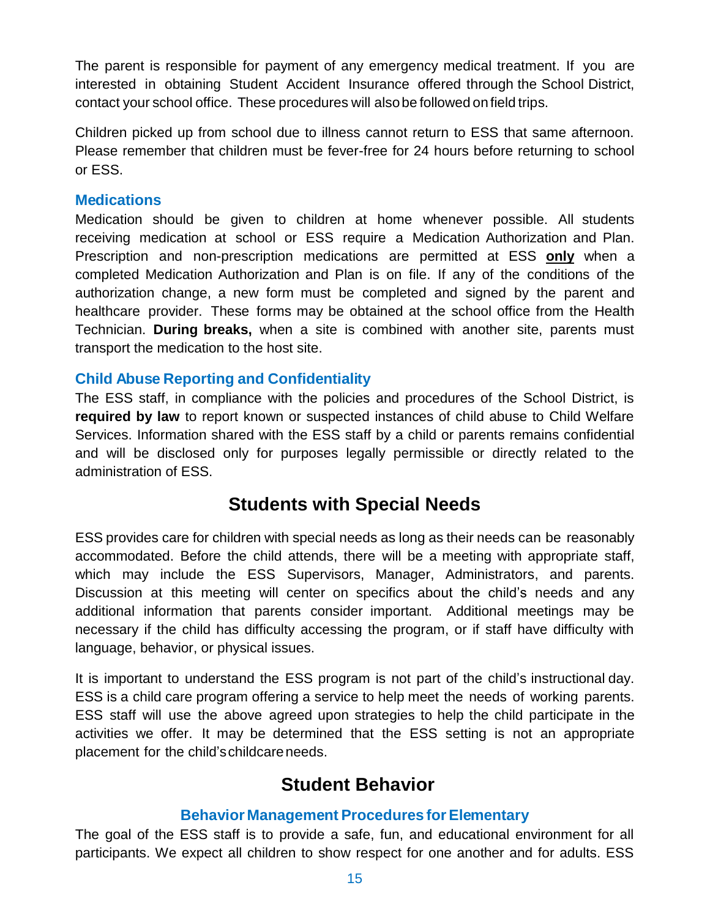The parent is responsible for payment of any emergency medical treatment. If you are interested in obtaining Student Accident Insurance offered through the School District, contact your school office. These procedures will also be followed on field trips.

Children picked up from school due to illness cannot return to ESS that same afternoon. Please remember that children must be fever-free for 24 hours before returning to school or ESS.

### Medications

Medication should be given to children at home whenever possible. All students receiving medication at school or ESS require a Medication Authorization and Plan. Prescription and non-prescription medications are permitted at ESS <u>**only**</u> when a completed Medication Authorization and Plan is on file. If any of the conditions of the authorization change, a new form must be completed and signed by the parent and healthcare provider. These forms may be obtained at the school office from the Health Technician. **During breaks,** when a site is combined with another site, parents must transport the medication to the host site.

### Child Abuse Reporting and Confidentiality

The ESS staff, in compliance with the policies and procedures of the School District, is **required by law** to report known or suspected instances of child abuse to Child Welfare Services. Information shared with the ESS staff by a child or parents remains confidential and will be disclosed only for purposes legally permissible or directly related to the administration of ESS.

## Students with Special Needs

ESS provides care for children with special needs as long as their needs can be reasonably accommodated. Before the child attends, there will be a meeting with appropriate staff, which may include the ESS Supervisors, Manager, Administrators, and parents. Discussion at this meeting will center on specifics about the child's needs and any additional information that parents consider important. Additional meetings may be necessary if the child has difficulty accessing the program, or if staff have difficulty with language, behavior, or physical issues.

It is important to understand the ESS program is not part of the child's instructional day. ESS is a child care program offering a service to help meet the needs of working parents. ESS staff will use the above agreed upon strategies to help the child participate in the activities we offer. It may be determined that the ESS setting is not an appropriate placement for the child's childcare needs.

## Student Behavior

### Behavior Management Procedures for Elementary

The goal of the ESS staff is to provide a safe, fun, and educational environment for all participants. We expect all children to show respect for one another and for adults. ESS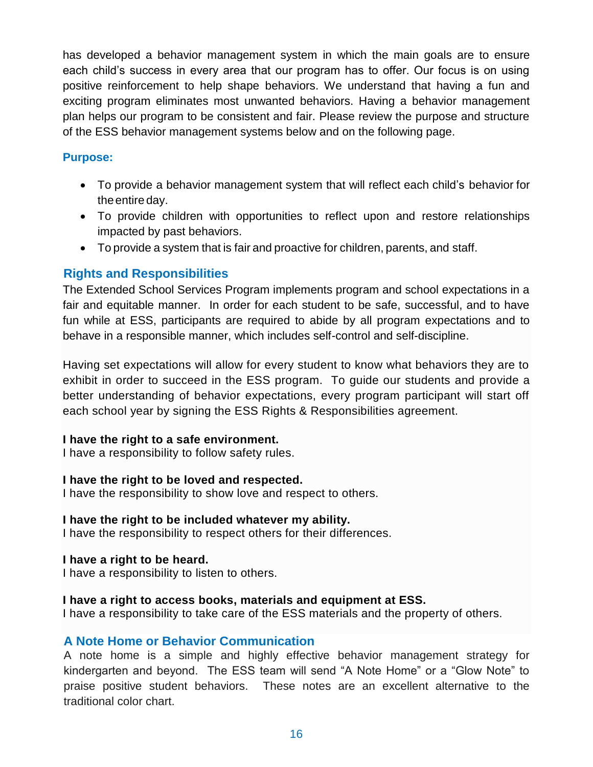has developed a behavior management system in which the main goals are to ensure each child's success in every area that our program has to offer. Our focus is on using positive reinforcement to help shape behaviors. We understand that having a fun and exciting program eliminates most unwanted behaviors. Having a behavior management plan helps our program to be consistent and fair. Please review the purpose and structure of the ESS behavior management systems below and on the following page.

### Purpose:

- To provide a behavior management system that will reflect each child's behavior for the entire day.
- To provide children with opportunities to reflect upon and restore relationships impacted by past behaviors.
- To provide a system that is fair and proactive for children, parents, and staff.

## Rights and Responsibilities

The Extended School Services Program implements program and school expectations in a fair and equitable manner. In order for each student to be safe, successful, and to have fun while at ESS, participants are required to abide by all program expectations and to behave in a responsible manner, which includes self-control and self-discipline.

Having set expectations will allow for every student to know what behaviors they are to exhibit in order to succeed in the ESS program. To guide our students and provide a better understanding of behavior expectations, every program participant will start off each school year by signing the ESS Rights & Responsibilities agreement.

**I have the right to a safe environment.**
I have a responsibility to follow safety rules.

**I have the right to be loved and respected.**
I have the responsibility to show love and respect to others.

**I have the right to be included whatever my ability.**
I have the responsibility to respect others for their differences.

**I have a right to be heard.**
I have a responsibility to listen to others.

**I have a right to access books, materials and equipment at ESS.**
I have a responsibility to take care of the ESS materials and the property of others.

## A Note Home or Behavior Communication

A note home is a simple and highly effective behavior management strategy for kindergarten and beyond. The ESS team will send "A Note Home" or a "Glow Note" to praise positive student behaviors. These notes are an excellent alternative to the traditional color chart.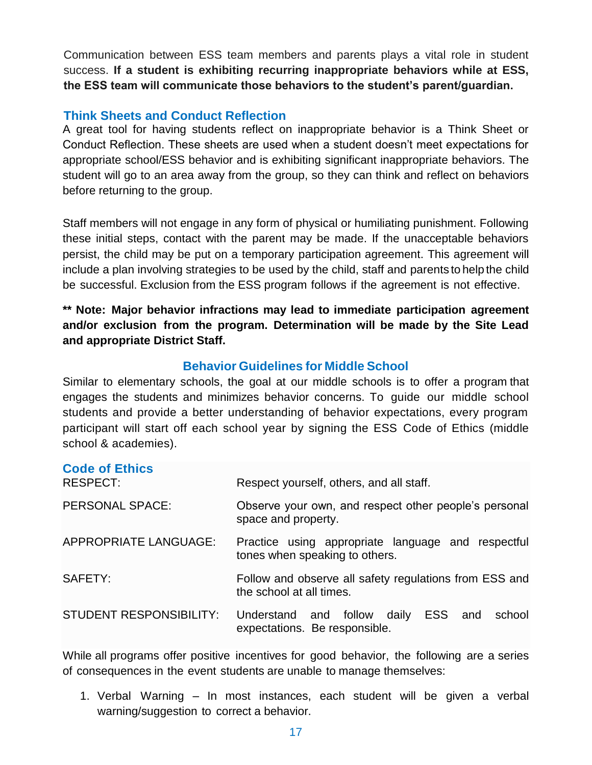Communication between ESS team members and parents plays a vital role in student success. **If a student is exhibiting recurring inappropriate behaviors while at ESS, the ESS team will communicate those behaviors to the student's parent/guardian.**

### Think Sheets and Conduct Reflection

A great tool for having students reflect on inappropriate behavior is a Think Sheet or Conduct Reflection. These sheets are used when a student doesn't meet expectations for appropriate school/ESS behavior and is exhibiting significant inappropriate behaviors. The student will go to an area away from the group, so they can think and reflect on behaviors before returning to the group.

Staff members will not engage in any form of physical or humiliating punishment. Following these initial steps, contact with the parent may be made. If the unacceptable behaviors persist, the child may be put on a temporary participation agreement. This agreement will include a plan involving strategies to be used by the child, staff and parents to help the child be successful. Exclusion from the ESS program follows if the agreement is not effective.

**** Note: Major behavior infractions may lead to immediate participation agreement and/or exclusion from the program. Determination will be made by the Site Lead and appropriate District Staff.**

## Behavior Guidelines for Middle School

Similar to elementary schools, the goal at our middle schools is to offer a program that engages the students and minimizes behavior concerns. To guide our middle school students and provide a better understanding of behavior expectations, every program participant will start off each school year by signing the ESS Code of Ethics (middle school & academies).

### Code of Ethics

| | |
|---|---|
| RESPECT: | Respect yourself, others, and all staff. |
| PERSONAL SPACE: | Observe your own, and respect other people's personal space and property. |
| APPROPRIATE LANGUAGE: | Practice using appropriate language and respectful tones when speaking to others. |
| SAFETY: | Follow and observe all safety regulations from ESS and the school at all times. |
| STUDENT RESPONSIBILITY: | Understand and follow daily ESS and school expectations. Be responsible. |

While all programs offer positive incentives for good behavior, the following are a series of consequences in the event students are unable to manage themselves:

1. Verbal Warning – In most instances, each student will be given a verbal warning/suggestion to correct a behavior.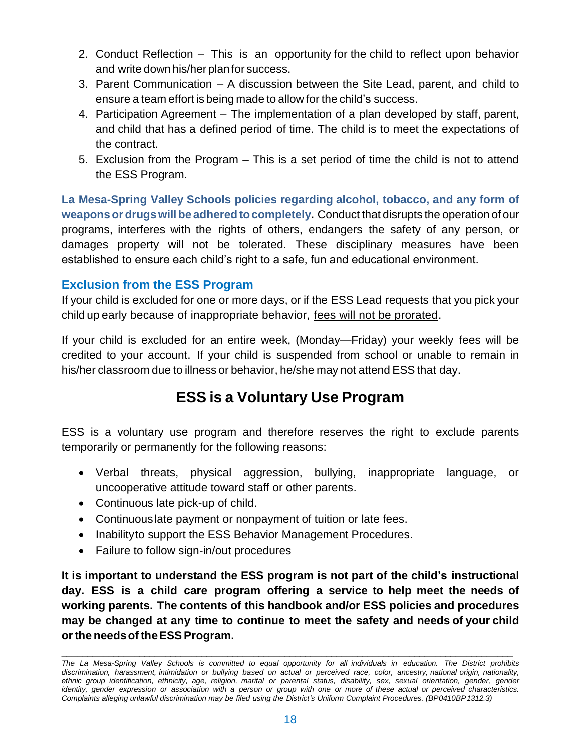2. Conduct Reflection – This is an opportunity for the child to reflect upon behavior and write down his/her plan for success.
3. Parent Communication – A discussion between the Site Lead, parent, and child to ensure a team effort is being made to allow for the child's success.
4. Participation Agreement – The implementation of a plan developed by staff, parent, and child that has a defined period of time. The child is to meet the expectations of the contract.
5. Exclusion from the Program – This is a set period of time the child is not to attend the ESS Program.

**La Mesa-Spring Valley Schools policies regarding alcohol, tobacco, and any form of weapons or drugs will be adhered to completely.** Conduct that disrupts the operation of our programs, interferes with the rights of others, endangers the safety of any person, or damages property will not be tolerated. These disciplinary measures have been established to ensure each child's right to a safe, fun and educational environment.

### Exclusion from the ESS Program

If your child is excluded for one or more days, or if the ESS Lead requests that you pick your child up early because of inappropriate behavior, <u>fees will not be prorated</u>.

If your child is excluded for an entire week, (Monday—Friday) your weekly fees will be credited to your account. If your child is suspended from school or unable to remain in his/her classroom due to illness or behavior, he/she may not attend ESS that day.

## ESS is a Voluntary Use Program

ESS is a voluntary use program and therefore reserves the right to exclude parents temporarily or permanently for the following reasons:

- Verbal threats, physical aggression, bullying, inappropriate language, or uncooperative attitude toward staff or other parents.
- Continuous late pick-up of child.
- Continuous late payment or nonpayment of tuition or late fees.
- Inability to support the ESS Behavior Management Procedures.
- Failure to follow sign-in/out procedures

**It is important to understand the ESS program is not part of the child's instructional day. ESS is a child care program offering a service to help meet the needs of working parents. The contents of this handbook and/or ESS policies and procedures may be changed at any time to continue to meet the safety and needs of your child or the needs of the ESS Program.**

---

*The La Mesa-Spring Valley Schools is committed to equal opportunity for all individuals in education. The District prohibits discrimination, harassment, intimidation or bullying based on actual or perceived race, color, ancestry, national origin, nationality, ethnic group identification, ethnicity, age, religion, marital or parental status, disability, sex, sexual orientation, gender, gender identity, gender expression or association with a person or group with one or more of these actual or perceived characteristics. Complaints alleging unlawful discrimination may be filed using the District's Uniform Complaint Procedures. (BP0410BP1312.3)*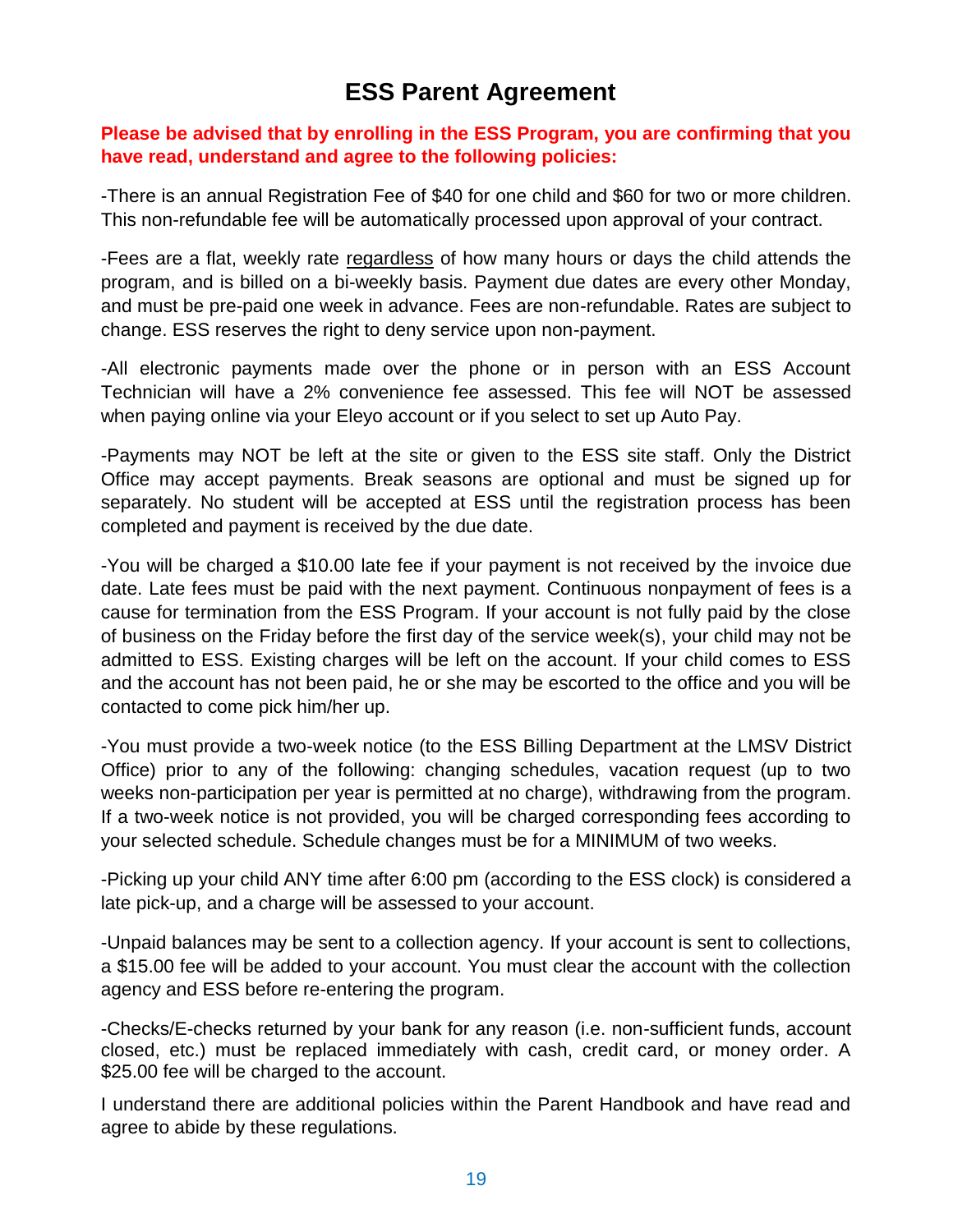# ESS Parent Agreement

**Please be advised that by enrolling in the ESS Program, you are confirming that you have read, understand and agree to the following policies:**

-There is an annual Registration Fee of $40 for one child and $60 for two or more children. This non-refundable fee will be automatically processed upon approval of your contract.

-Fees are a flat, weekly rate <u>regardless</u> of how many hours or days the child attends the program, and is billed on a bi-weekly basis. Payment due dates are every other Monday, and must be pre-paid one week in advance. Fees are non-refundable. Rates are subject to change. ESS reserves the right to deny service upon non-payment.

-All electronic payments made over the phone or in person with an ESS Account Technician will have a 2% convenience fee assessed. This fee will NOT be assessed when paying online via your Eleyo account or if you select to set up Auto Pay.

-Payments may NOT be left at the site or given to the ESS site staff. Only the District Office may accept payments. Break seasons are optional and must be signed up for separately. No student will be accepted at ESS until the registration process has been completed and payment is received by the due date.

-You will be charged a $10.00 late fee if your payment is not received by the invoice due date. Late fees must be paid with the next payment. Continuous nonpayment of fees is a cause for termination from the ESS Program. If your account is not fully paid by the close of business on the Friday before the first day of the service week(s), your child may not be admitted to ESS. Existing charges will be left on the account. If your child comes to ESS and the account has not been paid, he or she may be escorted to the office and you will be contacted to come pick him/her up.

-You must provide a two-week notice (to the ESS Billing Department at the LMSV District Office) prior to any of the following: changing schedules, vacation request (up to two weeks non-participation per year is permitted at no charge), withdrawing from the program. If a two-week notice is not provided, you will be charged corresponding fees according to your selected schedule. Schedule changes must be for a MINIMUM of two weeks.

-Picking up your child ANY time after 6:00 pm (according to the ESS clock) is considered a late pick-up, and a charge will be assessed to your account.

-Unpaid balances may be sent to a collection agency. If your account is sent to collections, a $15.00 fee will be added to your account. You must clear the account with the collection agency and ESS before re-entering the program.

-Checks/E-checks returned by your bank for any reason (i.e. non-sufficient funds, account closed, etc.) must be replaced immediately with cash, credit card, or money order. A $25.00 fee will be charged to the account.

I understand there are additional policies within the Parent Handbook and have read and agree to abide by these regulations.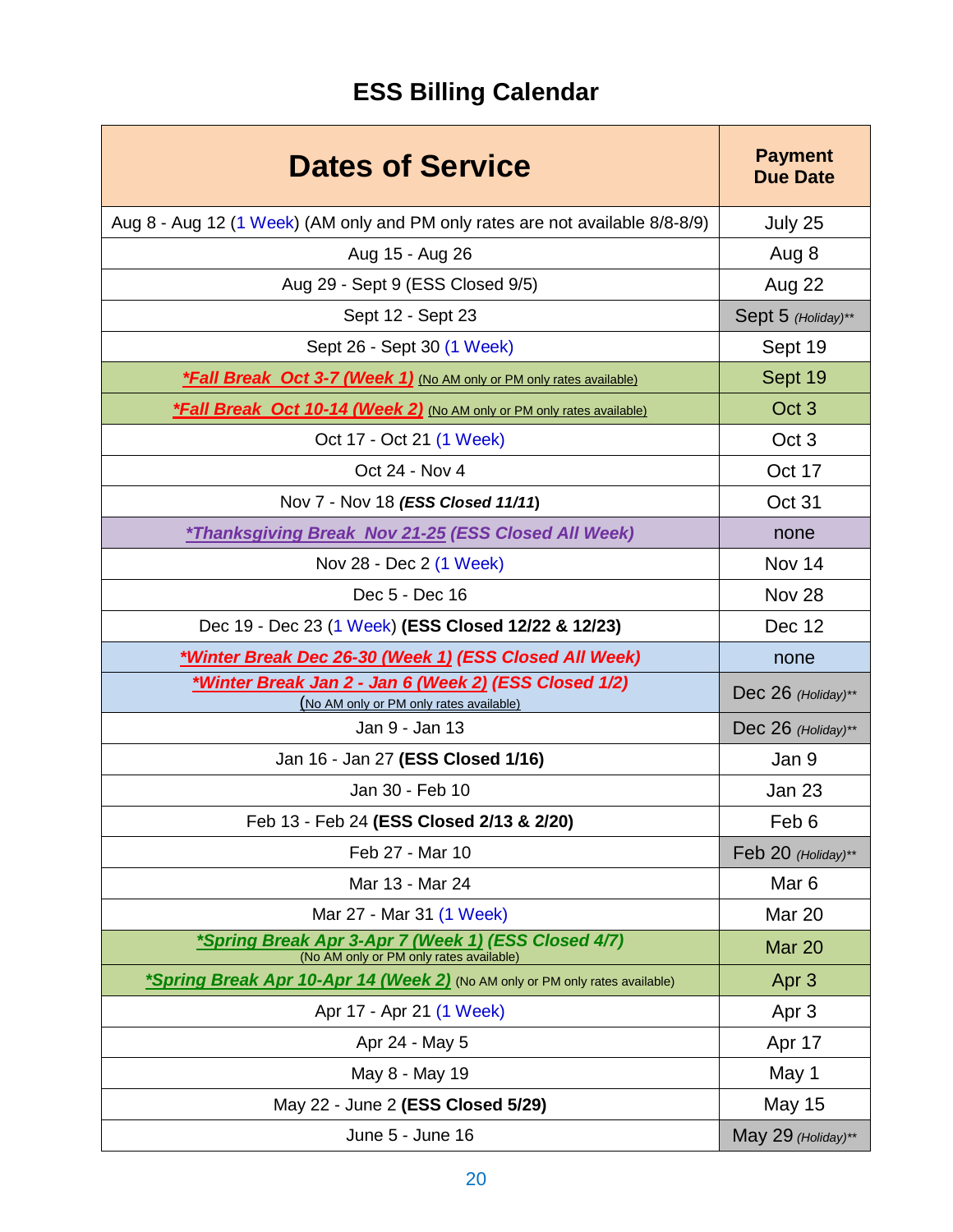# ESS Billing Calendar

| Dates of Service | Payment Due Date |
|---|---|
| Aug 8 - Aug 12 (1 Week) (AM only and PM only rates are not available 8/8-8/9) | July 25 |
| Aug 15 - Aug 26 | Aug 8 |
| Aug 29 - Sept 9 (ESS Closed 9/5) | Aug 22 |
| Sept 12 - Sept 23 | Sept 5 *(Holiday)*** |
| Sept 26 - Sept 30 (1 Week) | Sept 19 |
| ***Fall Break Oct 3-7 (Week 1)*** (No AM only or PM only rates available) | Sept 19 |
| ***Fall Break Oct 10-14 (Week 2)*** (No AM only or PM only rates available) | Oct 3 |
| Oct 17 - Oct 21 (1 Week) | Oct 3 |
| Oct 24 - Nov 4 | Oct 17 |
| Nov 7 - Nov 18 ***(ESS Closed 11/11)*** | Oct 31 |
| ***Thanksgiving Break Nov 21-25 (ESS Closed All Week)*** | none |
| Nov 28 - Dec 2 (1 Week) | Nov 14 |
| Dec 5 - Dec 16 | Nov 28 |
| Dec 19 - Dec 23 (1 Week) **(ESS Closed 12/22 & 12/23)** | Dec 12 |
| ***Winter Break Dec 26-30 (Week 1) (ESS Closed All Week)*** | none |
| ***Winter Break Jan 2 - Jan 6 (Week 2) (ESS Closed 1/2)*** (No AM only or PM only rates available) | Dec 26 *(Holiday)*** |
| Jan 9 - Jan 13 | Dec 26 *(Holiday)*** |
| Jan 16 - Jan 27 **(ESS Closed 1/16)** | Jan 9 |
| Jan 30 - Feb 10 | Jan 23 |
| Feb 13 - Feb 24 **(ESS Closed 2/13 & 2/20)** | Feb 6 |
| Feb 27 - Mar 10 | Feb 20 *(Holiday)*** |
| Mar 13 - Mar 24 | Mar 6 |
| Mar 27 - Mar 31 (1 Week) | Mar 20 |
| ***Spring Break Apr 3-Apr 7 (Week 1) (ESS Closed 4/7)*** (No AM only or PM only rates available) | Mar 20 |
| ***Spring Break Apr 10-Apr 14 (Week 2)*** (No AM only or PM only rates available) | Apr 3 |
| Apr 17 - Apr 21 (1 Week) | Apr 3 |
| Apr 24 - May 5 | Apr 17 |
| May 8 - May 19 | May 1 |
| May 22 - June 2 **(ESS Closed 5/29)** | May 15 |
| June 5 - June 16 | May 29 *(Holiday)*** |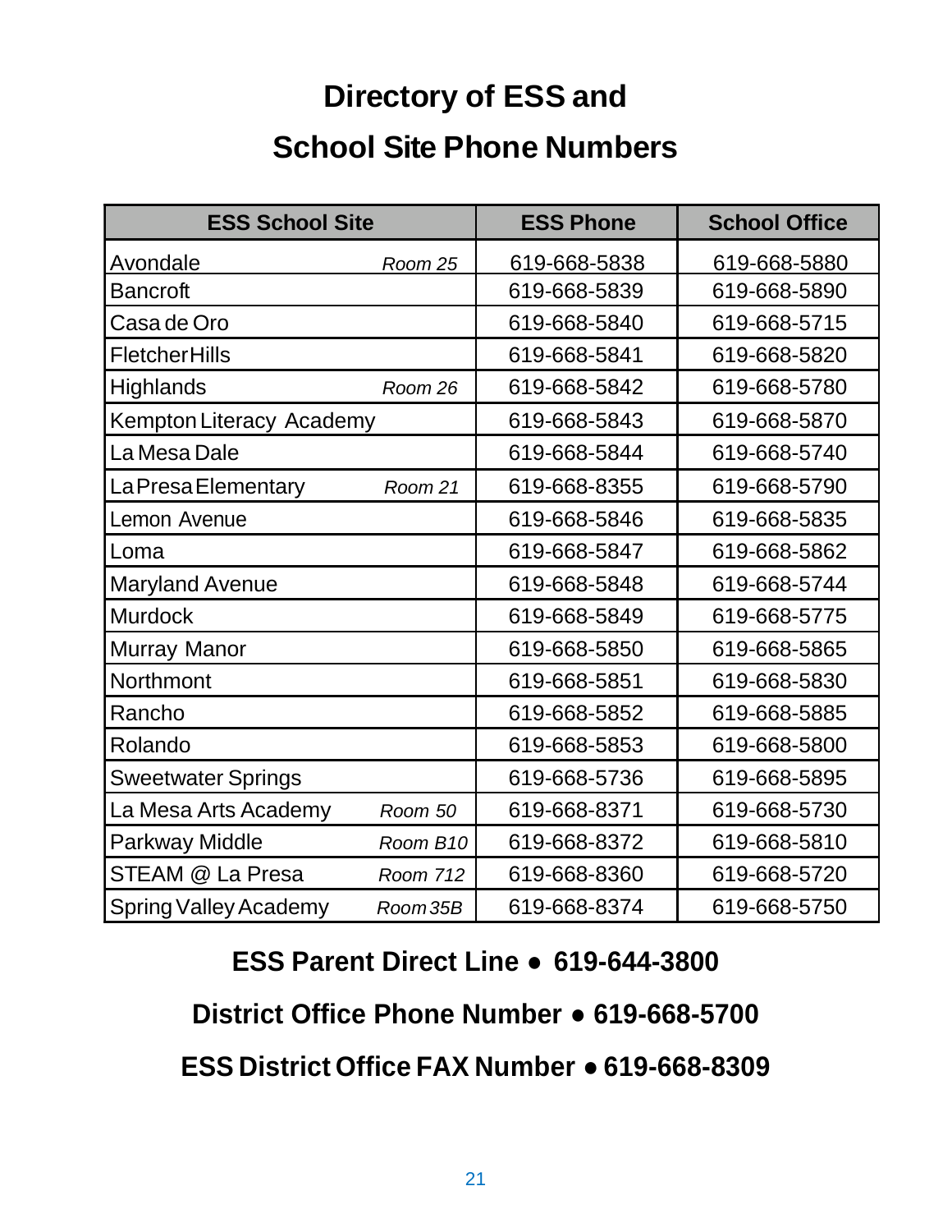# Directory of ESS and School Site Phone Numbers

| ESS School Site | | ESS Phone | School Office |
|---|---|---|---|
| Avondale | *Room 25* | 619-668-5838 | 619-668-5880 |
| Bancroft | | 619-668-5839 | 619-668-5890 |
| Casa de Oro | | 619-668-5840 | 619-668-5715 |
| Fletcher Hills | | 619-668-5841 | 619-668-5820 |
| Highlands | *Room 26* | 619-668-5842 | 619-668-5780 |
| Kempton Literacy Academy | | 619-668-5843 | 619-668-5870 |
| La Mesa Dale | | 619-668-5844 | 619-668-5740 |
| La Presa Elementary | *Room 21* | 619-668-8355 | 619-668-5790 |
| Lemon Avenue | | 619-668-5846 | 619-668-5835 |
| Loma | | 619-668-5847 | 619-668-5862 |
| Maryland Avenue | | 619-668-5848 | 619-668-5744 |
| Murdock | | 619-668-5849 | 619-668-5775 |
| Murray Manor | | 619-668-5850 | 619-668-5865 |
| Northmont | | 619-668-5851 | 619-668-5830 |
| Rancho | | 619-668-5852 | 619-668-5885 |
| Rolando | | 619-668-5853 | 619-668-5800 |
| Sweetwater Springs | | 619-668-5736 | 619-668-5895 |
| La Mesa Arts Academy | *Room 50* | 619-668-8371 | 619-668-5730 |
| Parkway Middle | *Room B10* | 619-668-8372 | 619-668-5810 |
| STEAM @ La Presa | *Room 712* | 619-668-8360 | 619-668-5720 |
| Spring Valley Academy | *Room 35B* | 619-668-8374 | 619-668-5750 |

**ESS Parent Direct Line ● 619-644-3800**

**District Office Phone Number ● 619-668-5700**

**ESS District Office FAX Number ● 619-668-8309**